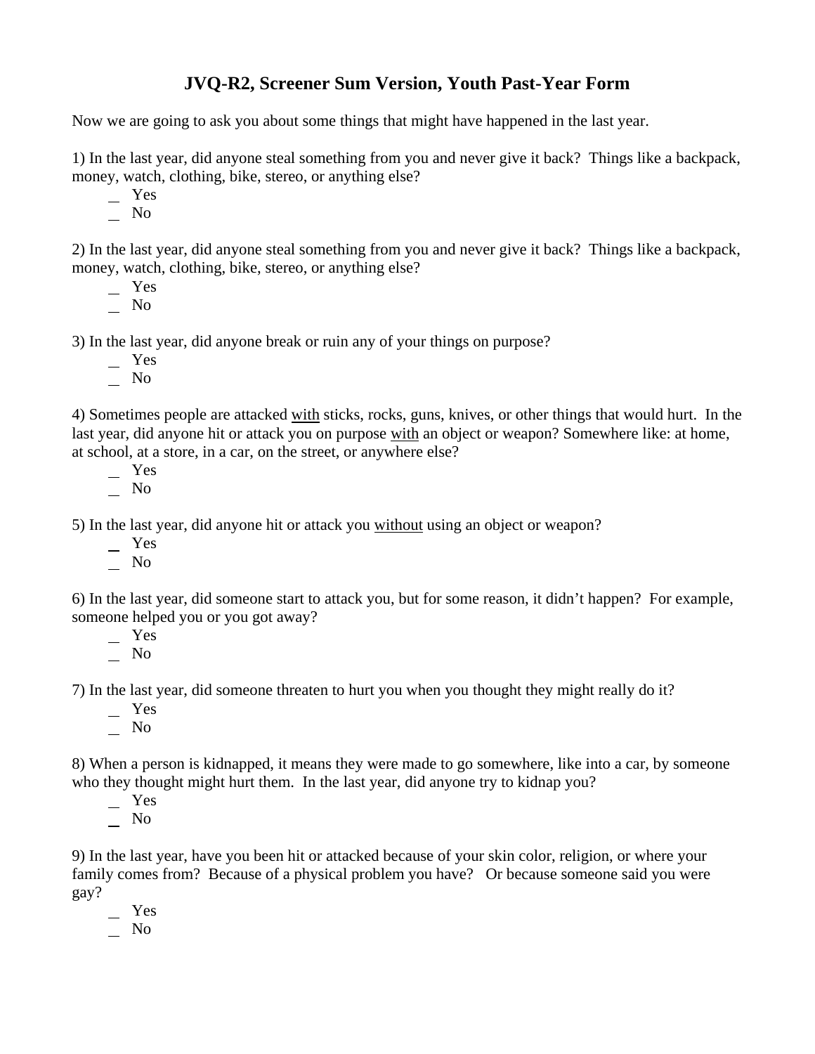# JVQ-R2, Screener Sum Version, Youth Past-Year Form

Now we are going to ask you about some things that might have happened in the last year.

1) In the last year, did anyone steal something from you and never give it back? Things like a backpack, money, watch, clothing, bike, stereo, or anything else?

- _ Yes
- _ No

2) In the last year, did anyone steal something from you and never give it back? Things like a backpack, money, watch, clothing, bike, stereo, or anything else?

- _ Yes
- _ No

3) In the last year, did anyone break or ruin any of your things on purpose?

- _ Yes
- _ No

4) Sometimes people are attacked <u>with</u> sticks, rocks, guns, knives, or other things that would hurt. In the last year, did anyone hit or attack you on purpose <u>with</u> an object or weapon? Somewhere like: at home, at school, at a store, in a car, on the street, or anywhere else?

- _ Yes
- _ No

5) In the last year, did anyone hit or attack you <u>without</u> using an object or weapon?

- _ Yes
- _ No

6) In the last year, did someone start to attack you, but for some reason, it didn't happen? For example, someone helped you or you got away?

- _ Yes
- _ No

7) In the last year, did someone threaten to hurt you when you thought they might really do it?

- _ Yes
- _ No

8) When a person is kidnapped, it means they were made to go somewhere, like into a car, by someone who they thought might hurt them. In the last year, did anyone try to kidnap you?

- _ Yes
- _ No

9) In the last year, have you been hit or attacked because of your skin color, religion, or where your family comes from? Because of a physical problem you have? Or because someone said you were gay?

- _ Yes
- _ No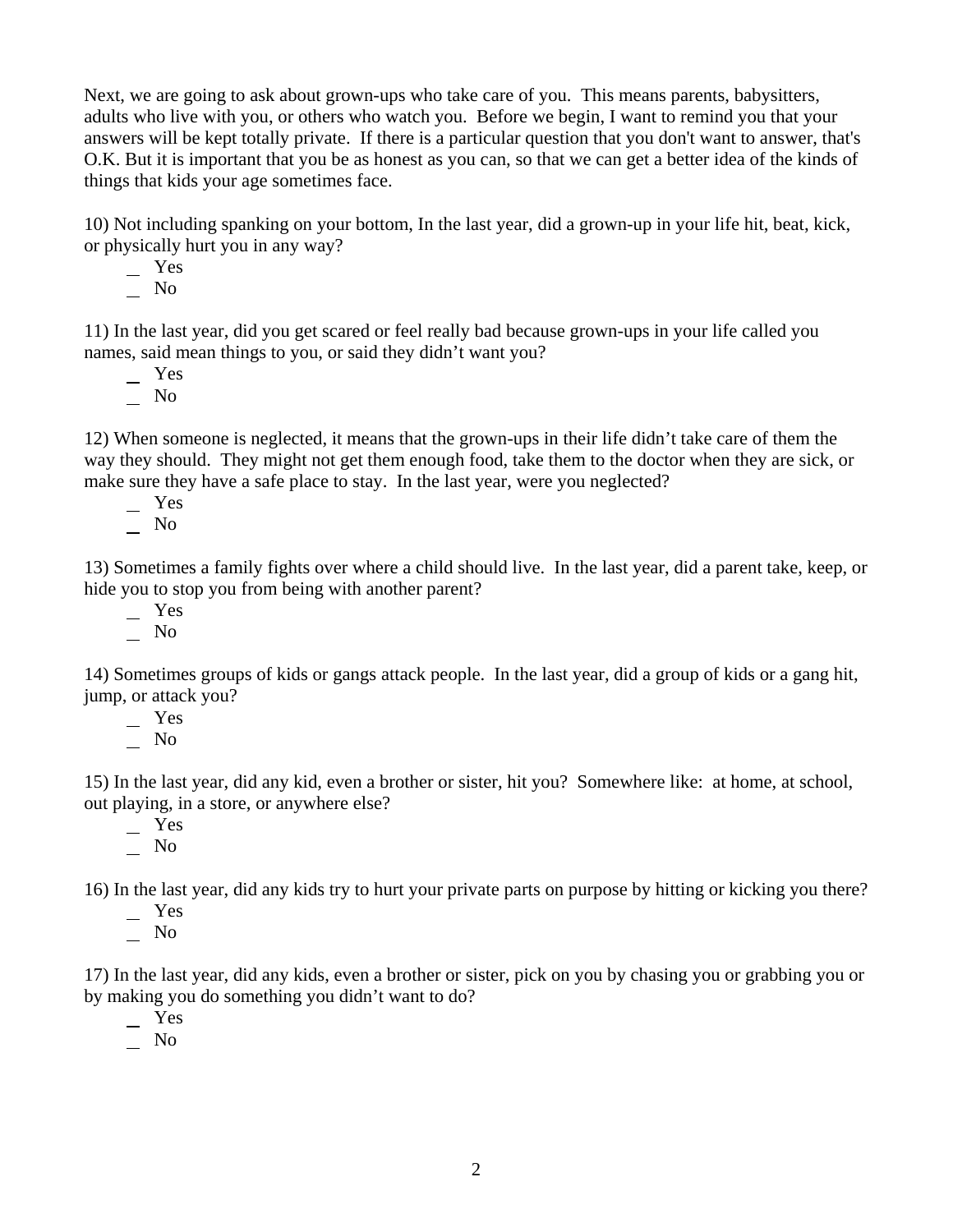Next, we are going to ask about grown-ups who take care of you. This means parents, babysitters, adults who live with you, or others who watch you. Before we begin, I want to remind you that your answers will be kept totally private. If there is a particular question that you don't want to answer, that's O.K. But it is important that you be as honest as you can, so that we can get a better idea of the kinds of things that kids your age sometimes face.

10) Not including spanking on your bottom, In the last year, did a grown-up in your life hit, beat, kick, or physically hurt you in any way?

- _ Yes
- _ No

11) In the last year, did you get scared or feel really bad because grown-ups in your life called you names, said mean things to you, or said they didn't want you?

- _ Yes
- _ No

12) When someone is neglected, it means that the grown-ups in their life didn't take care of them the way they should. They might not get them enough food, take them to the doctor when they are sick, or make sure they have a safe place to stay. In the last year, were you neglected?

- _ Yes
- _ No

13) Sometimes a family fights over where a child should live. In the last year, did a parent take, keep, or hide you to stop you from being with another parent?

- _ Yes
- _ No

14) Sometimes groups of kids or gangs attack people. In the last year, did a group of kids or a gang hit, jump, or attack you?

- _ Yes
- _ No

15) In the last year, did any kid, even a brother or sister, hit you? Somewhere like: at home, at school, out playing, in a store, or anywhere else?

- _ Yes
- _ No

16) In the last year, did any kids try to hurt your private parts on purpose by hitting or kicking you there?

- _ Yes
- _ No

17) In the last year, did any kids, even a brother or sister, pick on you by chasing you or grabbing you or by making you do something you didn't want to do?

- _ Yes
- _ No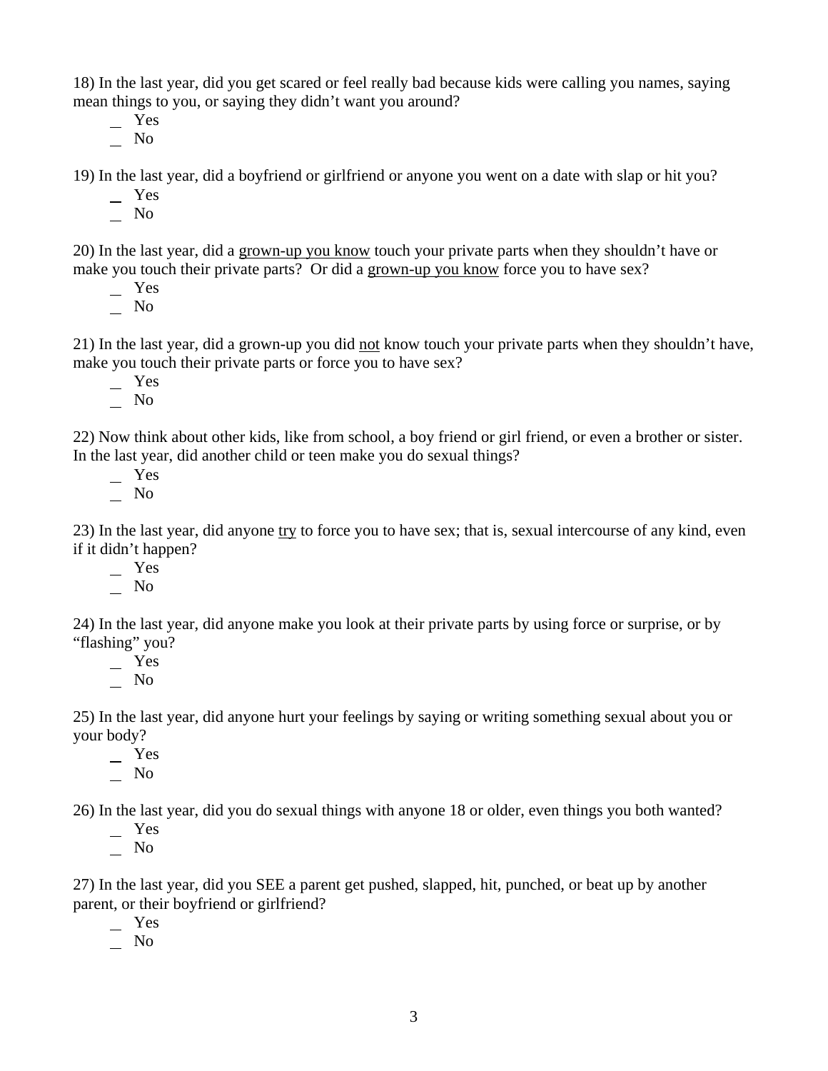18) In the last year, did you get scared or feel really bad because kids were calling you names, saying mean things to you, or saying they didn't want you around?

_ Yes
_ No

19) In the last year, did a boyfriend or girlfriend or anyone you went on a date with slap or hit you?

_ Yes
_ No

20) In the last year, did a <u>grown-up you know</u> touch your private parts when they shouldn't have or make you touch their private parts? Or did a <u>grown-up you know</u> force you to have sex?

_ Yes
_ No

21) In the last year, did a grown-up you did <u>not</u> know touch your private parts when they shouldn't have, make you touch their private parts or force you to have sex?

_ Yes
_ No

22) Now think about other kids, like from school, a boy friend or girl friend, or even a brother or sister. In the last year, did another child or teen make you do sexual things?

_ Yes
_ No

23) In the last year, did anyone <u>try</u> to force you to have sex; that is, sexual intercourse of any kind, even if it didn't happen?

_ Yes
_ No

24) In the last year, did anyone make you look at their private parts by using force or surprise, or by "flashing" you?

_ Yes
_ No

25) In the last year, did anyone hurt your feelings by saying or writing something sexual about you or your body?

_ Yes
_ No

26) In the last year, did you do sexual things with anyone 18 or older, even things you both wanted?

_ Yes
_ No

27) In the last year, did you SEE a parent get pushed, slapped, hit, punched, or beat up by another parent, or their boyfriend or girlfriend?

_ Yes
_ No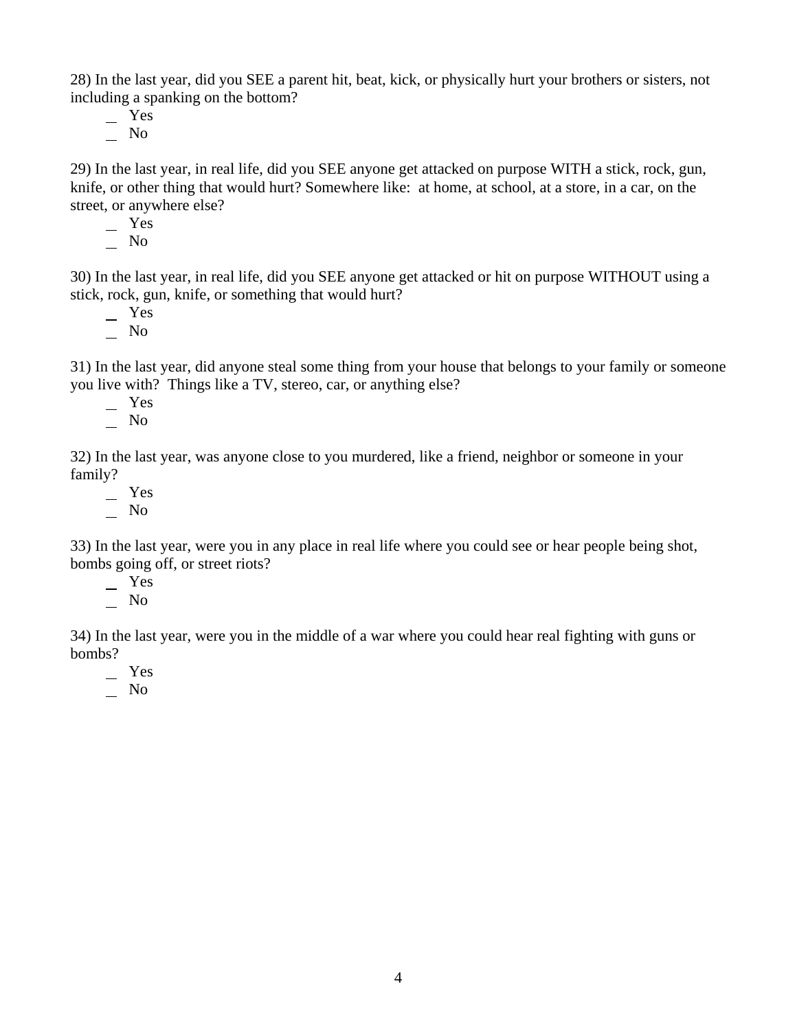28) In the last year, did you SEE a parent hit, beat, kick, or physically hurt your brothers or sisters, not including a spanking on the bottom?

_ Yes
_ No

29) In the last year, in real life, did you SEE anyone get attacked on purpose WITH a stick, rock, gun, knife, or other thing that would hurt? Somewhere like: at home, at school, at a store, in a car, on the street, or anywhere else?

_ Yes
_ No

30) In the last year, in real life, did you SEE anyone get attacked or hit on purpose WITHOUT using a stick, rock, gun, knife, or something that would hurt?

_ Yes
_ No

31) In the last year, did anyone steal some thing from your house that belongs to your family or someone you live with? Things like a TV, stereo, car, or anything else?

_ Yes
_ No

32) In the last year, was anyone close to you murdered, like a friend, neighbor or someone in your family?

_ Yes
_ No

33) In the last year, were you in any place in real life where you could see or hear people being shot, bombs going off, or street riots?

_ Yes
_ No

34) In the last year, were you in the middle of a war where you could hear real fighting with guns or bombs?

_ Yes
_ No